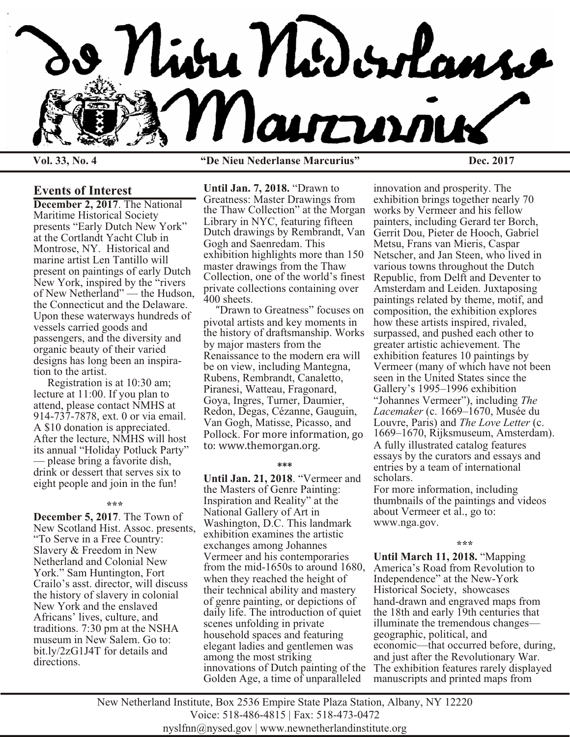# De Nieu Nederlanse Marcurius

**Vol. 33, No. 4** **"De Nieu Nederlanse Marcurius"** **Dec. 2017**

## Events of Interest

**December 2, 2017**. The National Maritime Historical Society presents "Early Dutch New York" at the Cortlandt Yacht Club in Montrose, NY. Historical and marine artist Len Tantillo will present on paintings of early Dutch New York, inspired by the "rivers of New Netherland" — the Hudson, the Connecticut and the Delaware. Upon these waterways hundreds of vessels carried goods and passengers, and the diversity and organic beauty of their varied designs has long been an inspiration to the artist.

Registration is at 10:30 am; lecture at 11:00. If you plan to attend, please contact NMHS at 914-737-7878, ext. 0 or via email. A $10 donation is appreciated. After the lecture, NMHS will host its annual "Holiday Potluck Party" — please bring a favorite dish, drink or dessert that serves six to eight people and join in the fun!

\*\*\*

**December 5, 2017**. The Town of New Scotland Hist. Assoc. presents, "To Serve in a Free Country: Slavery & Freedom in New Netherland and Colonial New York." Sam Huntington, Fort Crailo's asst. director, will discuss the history of slavery in colonial New York and the enslaved Africans' lives, culture, and traditions. 7:30 pm at the NSHA museum in New Salem. Go to: bit.ly/2zG1J4T for details and directions.

**Until Jan. 7, 2018.** "Drawn to Greatness: Master Drawings from the Thaw Collection" at the Morgan Library in NYC, featuring fifteen Dutch drawings by Rembrandt, Van Gogh and Saenredam. This exhibition highlights more than 150 master drawings from the Thaw Collection, one of the world's finest private collections containing over 400 sheets.

"Drawn to Greatness" focuses on pivotal artists and key moments in the history of draftsmanship. Works by major masters from the Renaissance to the modern era will be on view, including Mantegna, Rubens, Rembrandt, Canaletto, Piranesi, Watteau, Fragonard, Goya, Ingres, Turner, Daumier, Redon, Degas, Cézanne, Gauguin, Van Gogh, Matisse, Picasso, and Pollock. For more information, go to: www.themorgan.org.

\*\*\*

**Until Jan. 21, 2018**. "Vermeer and the Masters of Genre Painting: Inspiration and Reality" at the National Gallery of Art in Washington, D.C. This landmark exhibition examines the artistic exchanges among Johannes Vermeer and his contemporaries from the mid-1650s to around 1680, when they reached the height of their technical ability and mastery of genre painting, or depictions of daily life. The introduction of quiet scenes unfolding in private household spaces and featuring elegant ladies and gentlemen was among the most striking innovations of Dutch painting of the Golden Age, a time of unparalleled innovation and prosperity. The exhibition brings together nearly 70 works by Vermeer and his fellow painters, including Gerard ter Borch, Gerrit Dou, Pieter de Hooch, Gabriel Metsu, Frans van Mieris, Caspar Netscher, and Jan Steen, who lived in various towns throughout the Dutch Republic, from Delft and Deventer to Amsterdam and Leiden. Juxtaposing paintings related by theme, motif, and composition, the exhibition explores how these artists inspired, rivaled, surpassed, and pushed each other to greater artistic achievement. The exhibition features 10 paintings by Vermeer (many of which have not been seen in the United States since the Gallery's 1995–1996 exhibition "Johannes Vermeer"), including *The Lacemaker* (c. 1669–1670, Musée du Louvre, Paris) and *The Love Letter* (c. 1669–1670, Rijksmuseum, Amsterdam). A fully illustrated catalog features essays by the curators and essays and entries by a team of international scholars.

For more information, including thumbnails of the paintings and videos about Vermeer et al., go to: www.nga.gov.

\*\*\*

**Until March 11, 2018.** "Mapping America's Road from Revolution to Independence" at the New-York Historical Society, showcases hand-drawn and engraved maps from the 18th and early 19th centuries that illuminate the tremendous changes—geographic, political, and economic—that occurred before, during, and just after the Revolutionary War. The exhibition features rarely displayed manuscripts and printed maps from

New Netherland Institute, Box 2536 Empire State Plaza Station, Albany, NY 12220
Voice: 518-486-4815 | Fax: 518-473-0472
nyslfnn@nysed.gov | www.newnetherlandinstitute.org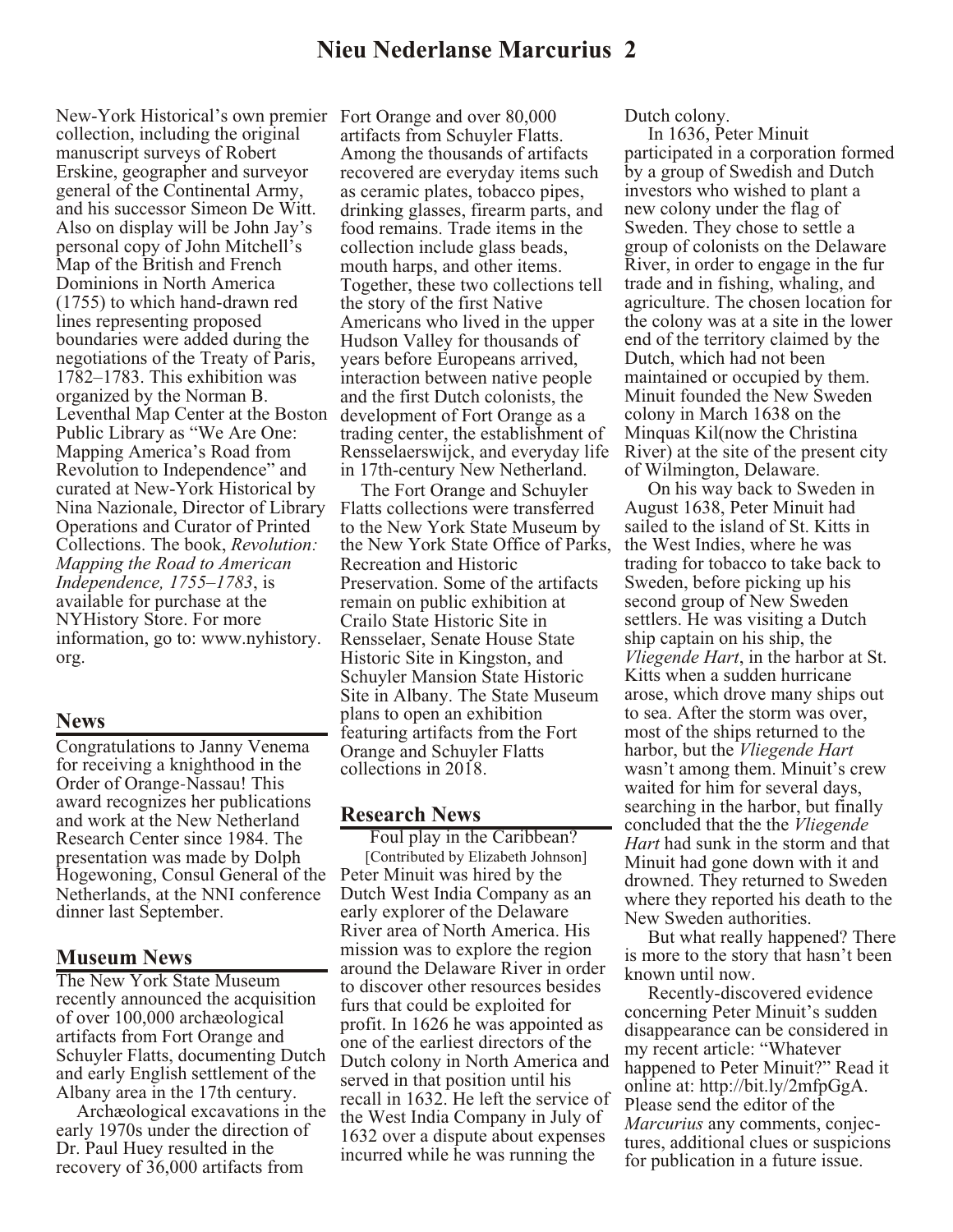New-York Historical's own premier collection, including the original manuscript surveys of Robert Erskine, geographer and surveyor general of the Continental Army, and his successor Simeon De Witt. Also on display will be John Jay's personal copy of John Mitchell's Map of the British and French Dominions in North America (1755) to which hand-drawn red lines representing proposed boundaries were added during the negotiations of the Treaty of Paris, 1782–1783. This exhibition was organized by the Norman B. Leventhal Map Center at the Boston Public Library as "We Are One: Mapping America's Road from Revolution to Independence" and curated at New-York Historical by Nina Nazionale, Director of Library Operations and Curator of Printed Collections. The book, *Revolution: Mapping the Road to American Independence, 1755–1783*, is available for purchase at the NYHistory Store. For more information, go to: www.nyhistory.org.

## News

Congratulations to Janny Venema for receiving a knighthood in the Order of Orange-Nassau! This award recognizes her publications and work at the New Netherland Research Center since 1984. The presentation was made by Dolph Hogewoning, Consul General of the Netherlands, at the NNI conference dinner last September.

## Museum News

The New York State Museum recently announced the acquisition of over 100,000 archæological artifacts from Fort Orange and Schuyler Flatts, documenting Dutch and early English settlement of the Albany area in the 17th century.

Archæological excavations in the early 1970s under the direction of Dr. Paul Huey resulted in the recovery of 36,000 artifacts from Fort Orange and over 80,000 artifacts from Schuyler Flatts. Among the thousands of artifacts recovered are everyday items such as ceramic plates, tobacco pipes, drinking glasses, firearm parts, and food remains. Trade items in the collection include glass beads, mouth harps, and other items. Together, these two collections tell the story of the first Native Americans who lived in the upper Hudson Valley for thousands of years before Europeans arrived, interaction between native people and the first Dutch colonists, the development of Fort Orange as a trading center, the establishment of Rensselaerswijck, and everyday life in 17th-century New Netherland.

The Fort Orange and Schuyler Flatts collections were transferred to the New York State Museum by the New York State Office of Parks, Recreation and Historic Preservation. Some of the artifacts remain on public exhibition at Crailo State Historic Site in Rensselaer, Senate House State Historic Site in Kingston, and Schuyler Mansion State Historic Site in Albany. The State Museum plans to open an exhibition featuring artifacts from the Fort Orange and Schuyler Flatts collections in 2018.

## Research News

Foul play in the Caribbean?

[Contributed by Elizabeth Johnson]

Peter Minuit was hired by the Dutch West India Company as an early explorer of the Delaware River area of North America. His mission was to explore the region around the Delaware River in order to discover other resources besides furs that could be exploited for profit. In 1626 he was appointed as one of the earliest directors of the Dutch colony in North America and served in that position until his recall in 1632. He left the service of the West India Company in July of 1632 over a dispute about expenses incurred while he was running the Dutch colony.

In 1636, Peter Minuit participated in a corporation formed by a group of Swedish and Dutch investors who wished to plant a new colony under the flag of Sweden. They chose to settle a group of colonists on the Delaware River, in order to engage in the fur trade and in fishing, whaling, and agriculture. The chosen location for the colony was at a site in the lower end of the territory claimed by the Dutch, which had not been maintained or occupied by them. Minuit founded the New Sweden colony in March 1638 on the Minquas Kil(now the Christina River) at the site of the present city of Wilmington, Delaware.

On his way back to Sweden in August 1638, Peter Minuit had sailed to the island of St. Kitts in the West Indies, where he was trading for tobacco to take back to Sweden, before picking up his second group of New Sweden settlers. He was visiting a Dutch ship captain on his ship, the *Vliegende Hart*, in the harbor at St. Kitts when a sudden hurricane arose, which drove many ships out to sea. After the storm was over, most of the ships returned to the harbor, but the *Vliegende Hart* wasn't among them. Minuit's crew waited for him for several days, searching in the harbor, but finally concluded that the the *Vliegende Hart* had sunk in the storm and that Minuit had gone down with it and drowned. They returned to Sweden where they reported his death to the New Sweden authorities.

But what really happened? There is more to the story that hasn't been known until now.

Recently-discovered evidence concerning Peter Minuit's sudden disappearance can be considered in my recent article: "Whatever happened to Peter Minuit?" Read it online at: http://bit.ly/2mfpGgA. Please send the editor of the *Marcurius* any comments, conjectures, additional clues or suspicions for publication in a future issue.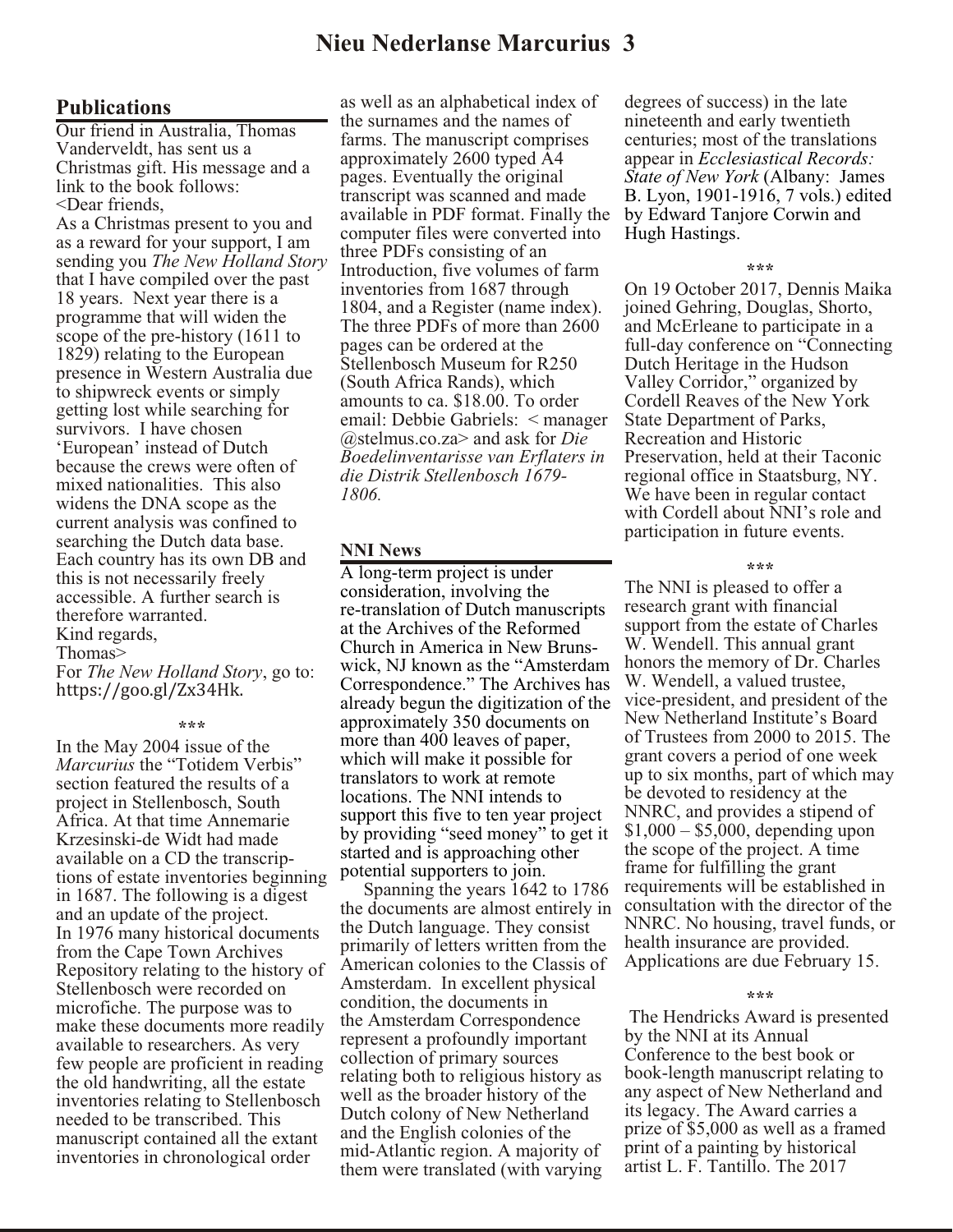## Publications

Our friend in Australia, Thomas Vanderveldt, has sent us a Christmas gift. His message and a link to the book follows:

<Dear friends,

As a Christmas present to you and as a reward for your support, I am sending you *The New Holland Story* that I have compiled over the past 18 years. Next year there is a programme that will widen the scope of the pre-history (1611 to 1829) relating to the European presence in Western Australia due to shipwreck events or simply getting lost while searching for survivors. I have chosen 'European' instead of Dutch because the crews were often of mixed nationalities. This also widens the DNA scope as the current analysis was confined to searching the Dutch data base. Each country has its own DB and this is not necessarily freely accessible. A further search is therefore warranted.

Kind regards,

Thomas>

For *The New Holland Story*, go to: https://goo.gl/Zx34Hk.

\*\*\*

In the May 2004 issue of the *Marcurius* the "Totidem Verbis" section featured the results of a project in Stellenbosch, South Africa. At that time Annemarie Krzesinski-de Widt had made available on a CD the transcriptions of estate inventories beginning in 1687. The following is a digest and an update of the project.

In 1976 many historical documents from the Cape Town Archives Repository relating to the history of Stellenbosch were recorded on microfiche. The purpose was to make these documents more readily available to researchers. As very few people are proficient in reading the old handwriting, all the estate inventories relating to Stellenbosch needed to be transcribed. This manuscript contained all the extant inventories in chronological order as well as an alphabetical index of the surnames and the names of farms. The manuscript comprises approximately 2600 typed A4 pages. Eventually the original transcript was scanned and made available in PDF format. Finally the computer files were converted into three PDFs consisting of an Introduction, five volumes of farm inventories from 1687 through 1804, and a Register (name index). The three PDFs of more than 2600 pages can be ordered at the Stellenbosch Museum for R250 (South Africa Rands), which amounts to ca. $18.00. To order email: Debbie Gabriels: < manager @stelmus.co.za> and ask for *Die Boedelinventarisse van Erflaters in die Distrik Stellenbosch 1679-1806.*

## NNI News

A long-term project is under consideration, involving the re-translation of Dutch manuscripts at the Archives of the Reformed Church in America in New Brunswick, NJ known as the "Amsterdam Correspondence." The Archives has already begun the digitization of the approximately 350 documents on more than 400 leaves of paper, which will make it possible for translators to work at remote locations. The NNI intends to support this five to ten year project by providing "seed money" to get it started and is approaching other potential supporters to join.

Spanning the years 1642 to 1786 the documents are almost entirely in the Dutch language. They consist primarily of letters written from the American colonies to the Classis of Amsterdam. In excellent physical condition, the documents in the Amsterdam Correspondence represent a profoundly important collection of primary sources relating both to religious history as well as the broader history of the Dutch colony of New Netherland and the English colonies of the mid-Atlantic region. A majority of them were translated (with varying degrees of success) in the late nineteenth and early twentieth centuries; most of the translations appear in *Ecclesiastical Records: State of New York* (Albany: James B. Lyon, 1901-1916, 7 vols.) edited by Edward Tanjore Corwin and Hugh Hastings.

\*\*\*

On 19 October 2017, Dennis Maika joined Gehring, Douglas, Shorto, and McErleane to participate in a full-day conference on "Connecting Dutch Heritage in the Hudson Valley Corridor," organized by Cordell Reaves of the New York State Department of Parks, Recreation and Historic Preservation, held at their Taconic regional office in Staatsburg, NY. We have been in regular contact with Cordell about NNI's role and participation in future events.

\*\*\*

The NNI is pleased to offer a research grant with financial support from the estate of Charles W. Wendell. This annual grant honors the memory of Dr. Charles W. Wendell, a valued trustee, vice-president, and president of the New Netherland Institute's Board of Trustees from 2000 to 2015. The grant covers a period of one week up to six months, part of which may be devoted to residency at the NNRC, and provides a stipend of $1,000 – $5,000, depending upon the scope of the project. A time frame for fulfilling the grant requirements will be established in consultation with the director of the NNRC. No housing, travel funds, or health insurance are provided. Applications are due February 15.

\*\*\*

The Hendricks Award is presented by the NNI at its Annual Conference to the best book or book-length manuscript relating to any aspect of New Netherland and its legacy. The Award carries a prize of $5,000 as well as a framed print of a painting by historical artist L. F. Tantillo. The 2017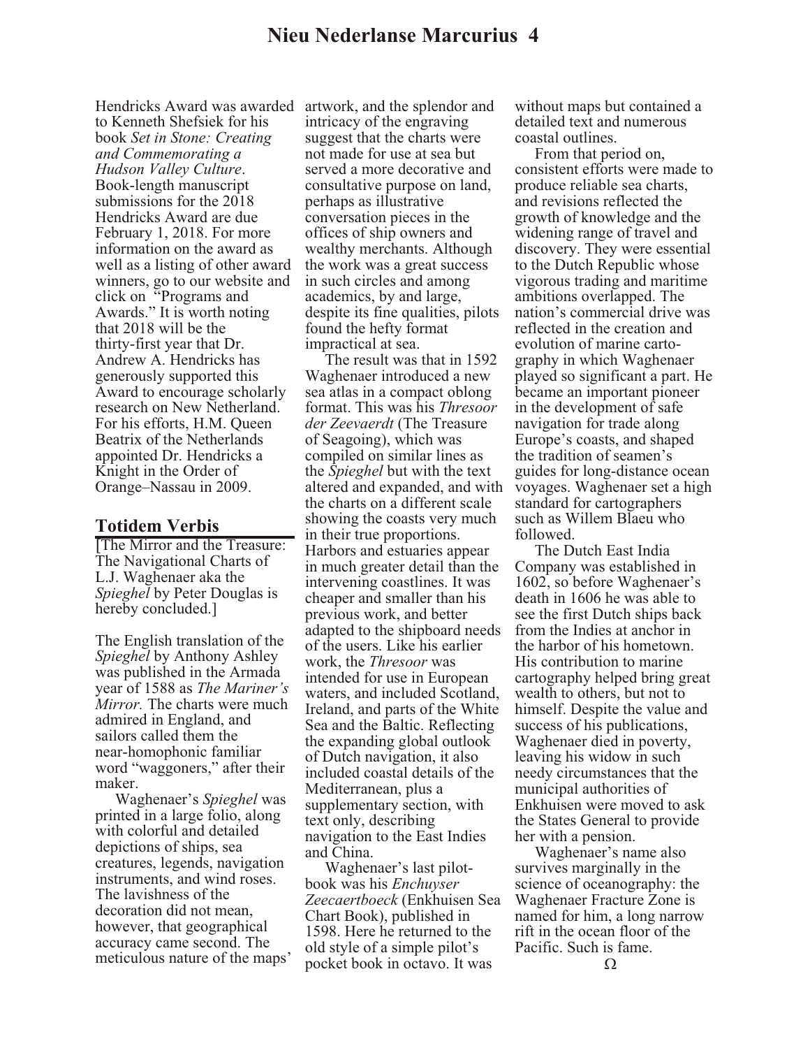Hendricks Award was awarded to Kenneth Shefsiek for his book *Set in Stone: Creating and Commemorating a Hudson Valley Culture*. Book-length manuscript submissions for the 2018 Hendricks Award are due February 1, 2018. For more information on the award as well as a listing of other award winners, go to our website and click on "Programs and Awards." It is worth noting that 2018 will be the thirty-first year that Dr. Andrew A. Hendricks has generously supported this Award to encourage scholarly research on New Netherland. For his efforts, H.M. Queen Beatrix of the Netherlands appointed Dr. Hendricks a Knight in the Order of Orange–Nassau in 2009.

## Totidem Verbis

[The Mirror and the Treasure: The Navigational Charts of L.J. Waghenaer aka the *Spieghel* by Peter Douglas is hereby concluded.]

The English translation of the *Spieghel* by Anthony Ashley was published in the Armada year of 1588 as *The Mariner's Mirror.* The charts were much admired in England, and sailors called them the near-homophonic familiar word "waggoners," after their maker.

Waghenaer's *Spieghel* was printed in a large folio, along with colorful and detailed depictions of ships, sea creatures, legends, navigation instruments, and wind roses. The lavishness of the decoration did not mean, however, that geographical accuracy came second. The meticulous nature of the maps' artwork, and the splendor and intricacy of the engraving suggest that the charts were not made for use at sea but served a more decorative and consultative purpose on land, perhaps as illustrative conversation pieces in the offices of ship owners and wealthy merchants. Although the work was a great success in such circles and among academics, by and large, despite its fine qualities, pilots found the hefty format impractical at sea.

The result was that in 1592 Waghenaer introduced a new sea atlas in a compact oblong format. This was his *Thresoor der Zeevaerdt* (The Treasure of Seagoing), which was compiled on similar lines as the *Spieghel* but with the text altered and expanded, and with the charts on a different scale showing the coasts very much in their true proportions. Harbors and estuaries appear in much greater detail than the intervening coastlines. It was cheaper and smaller than his previous work, and better adapted to the shipboard needs of the users. Like his earlier work, the *Thresoor* was intended for use in European waters, and included Scotland, Ireland, and parts of the White Sea and the Baltic. Reflecting the expanding global outlook of Dutch navigation, it also included coastal details of the Mediterranean, plus a supplementary section, with text only, describing navigation to the East Indies and China.

Waghenaer's last pilot-book was his *Enchuyser Zeecaertboeck* (Enkhuisen Sea Chart Book), published in 1598. Here he returned to the old style of a simple pilot's pocket book in octavo. It was without maps but contained a detailed text and numerous coastal outlines.

From that period on, consistent efforts were made to produce reliable sea charts, and revisions reflected the growth of knowledge and the widening range of travel and discovery. They were essential to the Dutch Republic whose vigorous trading and maritime ambitions overlapped. The nation's commercial drive was reflected in the creation and evolution of marine cartography in which Waghenaer played so significant a part. He became an important pioneer in the development of safe navigation for trade along Europe's coasts, and shaped the tradition of seamen's guides for long-distance ocean voyages. Waghenaer set a high standard for cartographers such as Willem Blaeu who followed.

The Dutch East India Company was established in 1602, so before Waghenaer's death in 1606 he was able to see the first Dutch ships back from the Indies at anchor in the harbor of his hometown. His contribution to marine cartography helped bring great wealth to others, but not to himself. Despite the value and success of his publications, Waghenaer died in poverty, leaving his widow in such needy circumstances that the municipal authorities of Enkhuisen were moved to ask the States General to provide her with a pension.

Waghenaer's name also survives marginally in the science of oceanography: the Waghenaer Fracture Zone is named for him, a long narrow rift in the ocean floor of the Pacific. Such is fame.

Ω